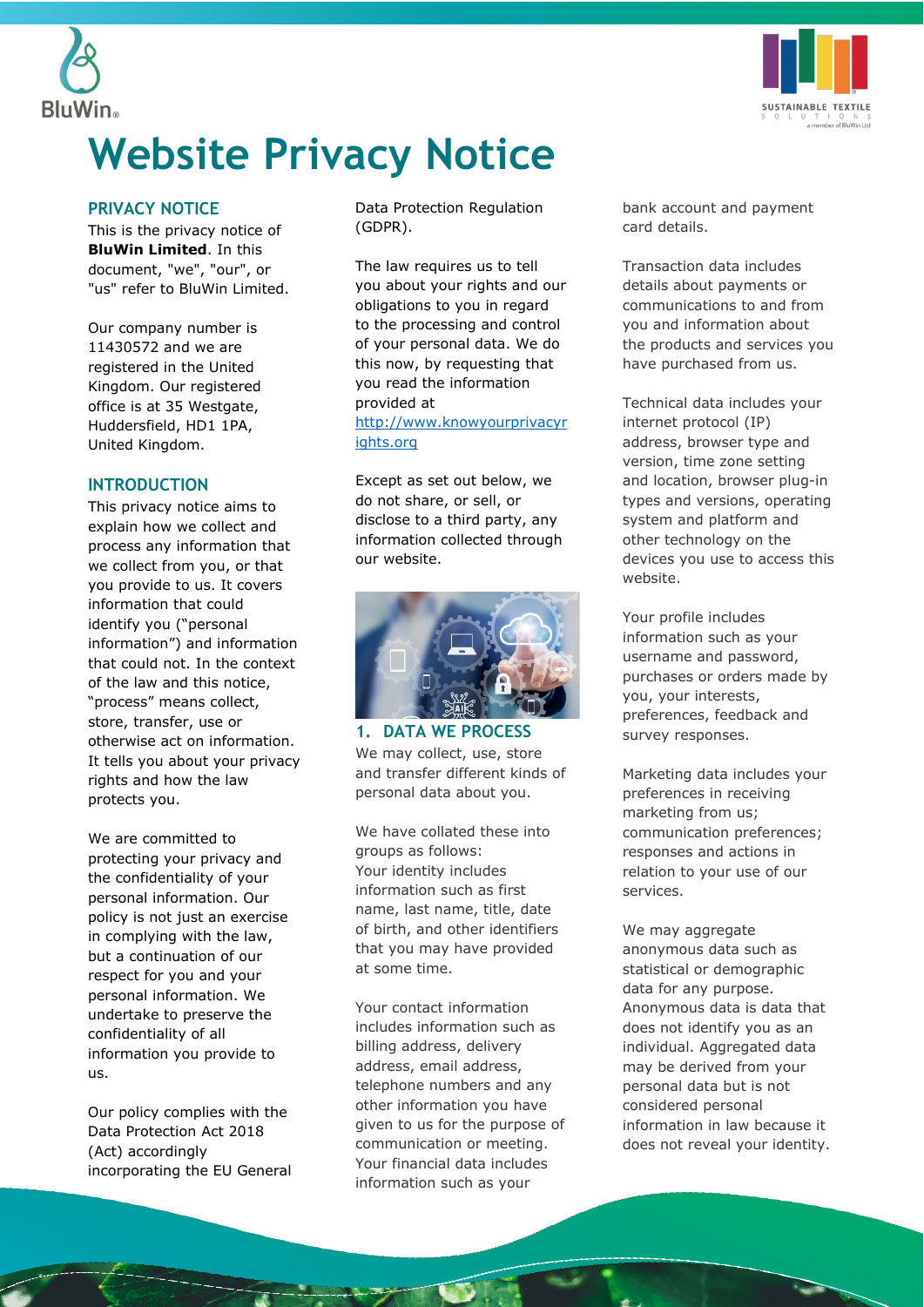# Website Privacy Notice

## PRIVACY NOTICE

This is the privacy notice of **BluWin Limited**. In this document, "we", "our", or "us" refer to BluWin Limited.

Our company number is 11430572 and we are registered in the United Kingdom. Our registered office is at 35 Westgate, Huddersfield, HD1 1PA, United Kingdom.

## INTRODUCTION

This privacy notice aims to explain how we collect and process any information that we collect from you, or that you provide to us. It covers information that could identify you ("personal information") and information that could not. In the context of the law and this notice, "process" means collect, store, transfer, use or otherwise act on information. It tells you about your privacy rights and how the law protects you.

We are committed to protecting your privacy and the confidentiality of your personal information. Our policy is not just an exercise in complying with the law, but a continuation of our respect for you and your personal information. We undertake to preserve the confidentiality of all information you provide to us.

Our policy complies with the Data Protection Act 2018 (Act) accordingly incorporating the EU General Data Protection Regulation (GDPR).

The law requires us to tell you about your rights and our obligations to you in regard to the processing and control of your personal data. We do this now, by requesting that you read the information provided at [http://www.knowyourprivacyrights.org](http://www.knowyourprivacyrights.org)

Except as set out below, we do not share, or sell, or disclose to a third party, any information collected through our website.

## 1. DATA WE PROCESS

We may collect, use, store and transfer different kinds of personal data about you.

We have collated these into groups as follows:

Your identity includes information such as first name, last name, title, date of birth, and other identifiers that you may have provided at some time.

Your contact information includes information such as billing address, delivery address, email address, telephone numbers and any other information you have given to us for the purpose of communication or meeting.

Your financial data includes information such as your bank account and payment card details.

Transaction data includes details about payments or communications to and from you and information about the products and services you have purchased from us.

Technical data includes your internet protocol (IP) address, browser type and version, time zone setting and location, browser plug-in types and versions, operating system and platform and other technology on the devices you use to access this website.

Your profile includes information such as your username and password, purchases or orders made by you, your interests, preferences, feedback and survey responses.

Marketing data includes your preferences in receiving marketing from us; communication preferences; responses and actions in relation to your use of our services.

We may aggregate anonymous data such as statistical or demographic data for any purpose. Anonymous data is data that does not identify you as an individual. Aggregated data may be derived from your personal data but is not considered personal information in law because it does not reveal your identity.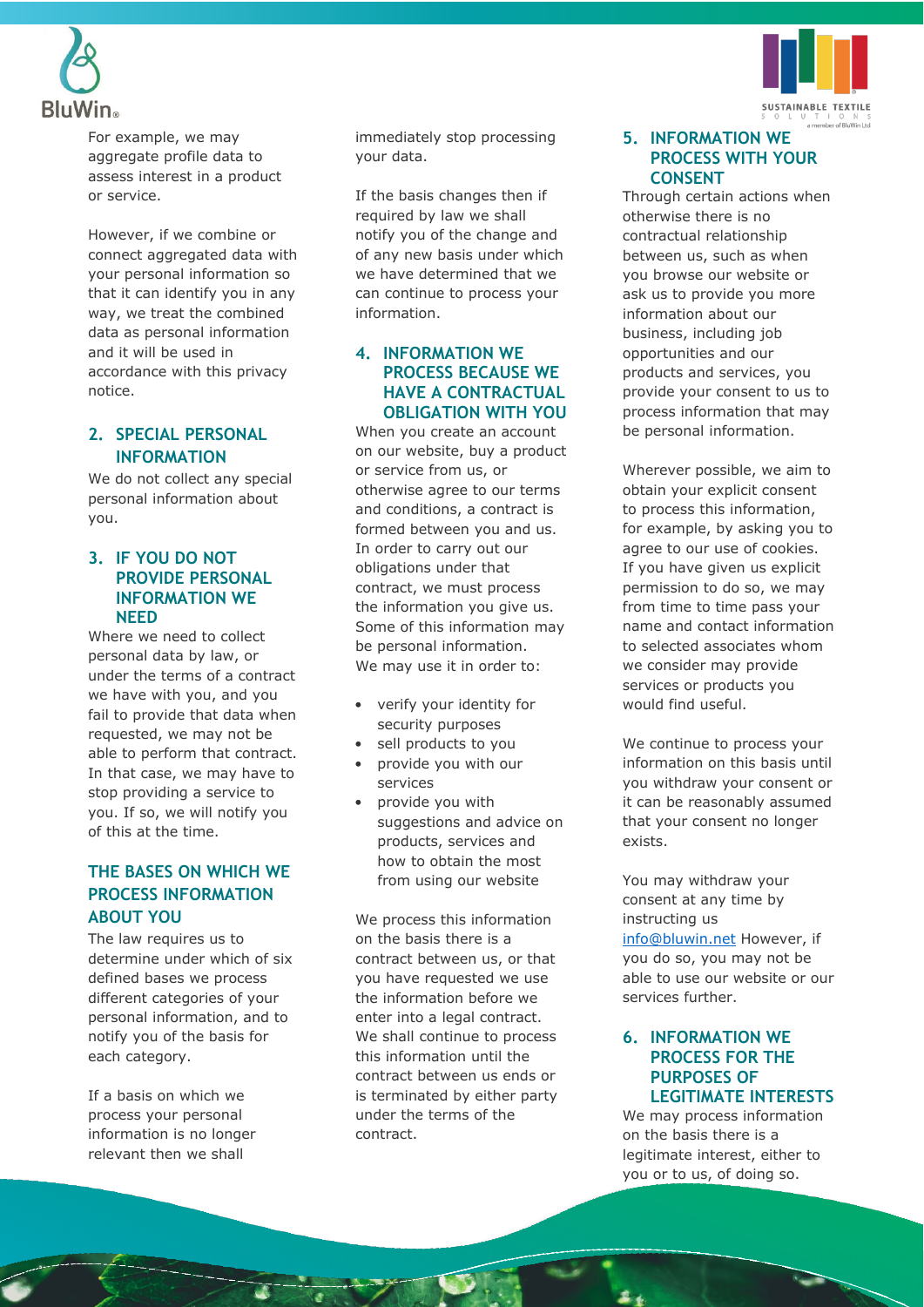For example, we may aggregate profile data to assess interest in a product or service.

However, if we combine or connect aggregated data with your personal information so that it can identify you in any way, we treat the combined data as personal information and it will be used in accordance with this privacy notice.

## 2. SPECIAL PERSONAL INFORMATION

We do not collect any special personal information about you.

## 3. IF YOU DO NOT PROVIDE PERSONAL INFORMATION WE NEED

Where we need to collect personal data by law, or under the terms of a contract we have with you, and you fail to provide that data when requested, we may not be able to perform that contract. In that case, we may have to stop providing a service to you. If so, we will notify you of this at the time.

## THE BASES ON WHICH WE PROCESS INFORMATION ABOUT YOU

The law requires us to determine under which of six defined bases we process different categories of your personal information, and to notify you of the basis for each category.

If a basis on which we process your personal information is no longer relevant then we shall immediately stop processing your data.

If the basis changes then if required by law we shall notify you of the change and of any new basis under which we have determined that we can continue to process your information.

## 4. INFORMATION WE PROCESS BECAUSE WE HAVE A CONTRACTUAL OBLIGATION WITH YOU

When you create an account on our website, buy a product or service from us, or otherwise agree to our terms and conditions, a contract is formed between you and us. In order to carry out our obligations under that contract, we must process the information you give us. Some of this information may be personal information.
We may use it in order to:

- verify your identity for security purposes
- sell products to you
- provide you with our services
- provide you with suggestions and advice on products, services and how to obtain the most from using our website

We process this information on the basis there is a contract between us, or that you have requested we use the information before we enter into a legal contract. We shall continue to process this information until the contract between us ends or is terminated by either party under the terms of the contract.

## 5. INFORMATION WE PROCESS WITH YOUR CONSENT

Through certain actions when otherwise there is no contractual relationship between us, such as when you browse our website or ask us to provide you more information about our business, including job opportunities and our products and services, you provide your consent to us to process information that may be personal information.

Wherever possible, we aim to obtain your explicit consent to process this information, for example, by asking you to agree to our use of cookies. If you have given us explicit permission to do so, we may from time to time pass your name and contact information to selected associates whom we consider may provide services or products you would find useful.

We continue to process your information on this basis until you withdraw your consent or it can be reasonably assumed that your consent no longer exists.

You may withdraw your consent at any time by instructing us info@bluwin.net However, if you do so, you may not be able to use our website or our services further.

## 6. INFORMATION WE PROCESS FOR THE PURPOSES OF LEGITIMATE INTERESTS

We may process information on the basis there is a legitimate interest, either to you or to us, of doing so.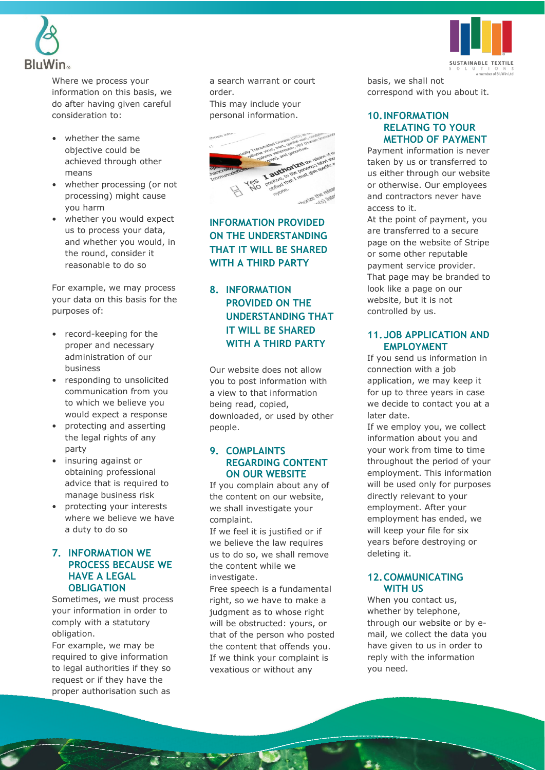Where we process your information on this basis, we do after having given careful consideration to:

- whether the same objective could be achieved through other means
- whether processing (or not processing) might cause you harm
- whether you would expect us to process your data, and whether you would, in the round, consider it reasonable to do so

For example, we may process your data on this basis for the purposes of:

- record-keeping for the proper and necessary administration of our business
- responding to unsolicited communication from you to which we believe you would expect a response
- protecting and asserting the legal rights of any party
- insuring against or obtaining professional advice that is required to manage business risk
- protecting your interests where we believe we have a duty to do so

## 7. INFORMATION WE PROCESS BECAUSE WE HAVE A LEGAL OBLIGATION

Sometimes, we must process your information in order to comply with a statutory obligation.

For example, we may be required to give information to legal authorities if they so request or if they have the proper authorisation such as a search warrant or court order.

This may include your personal information.

## INFORMATION PROVIDED ON THE UNDERSTANDING THAT IT WILL BE SHARED WITH A THIRD PARTY

## 8. INFORMATION PROVIDED ON THE UNDERSTANDING THAT IT WILL BE SHARED WITH A THIRD PARTY

Our website does not allow you to post information with a view to that information being read, copied, downloaded, or used by other people.

## 9. COMPLAINTS REGARDING CONTENT ON OUR WEBSITE

If you complain about any of the content on our website, we shall investigate your complaint.

If we feel it is justified or if we believe the law requires us to do so, we shall remove the content while we investigate.

Free speech is a fundamental right, so we have to make a judgment as to whose right will be obstructed: yours, or that of the person who posted the content that offends you.

If we think your complaint is vexatious or without any basis, we shall not correspond with you about it.

## 10. INFORMATION RELATING TO YOUR METHOD OF PAYMENT

Payment information is never taken by us or transferred to us either through our website or otherwise. Our employees and contractors never have access to it.

At the point of payment, you are transferred to a secure page on the website of Stripe or some other reputable payment service provider. That page may be branded to look like a page on our website, but it is not controlled by us.

## 11. JOB APPLICATION AND EMPLOYMENT

If you send us information in connection with a job application, we may keep it for up to three years in case we decide to contact you at a later date.

If we employ you, we collect information about you and your work from time to time throughout the period of your employment. This information will be used only for purposes directly relevant to your employment. After your employment has ended, we will keep your file for six years before destroying or deleting it.

## 12. COMMUNICATING WITH US

When you contact us, whether by telephone, through our website or by e-mail, we collect the data you have given to us in order to reply with the information you need.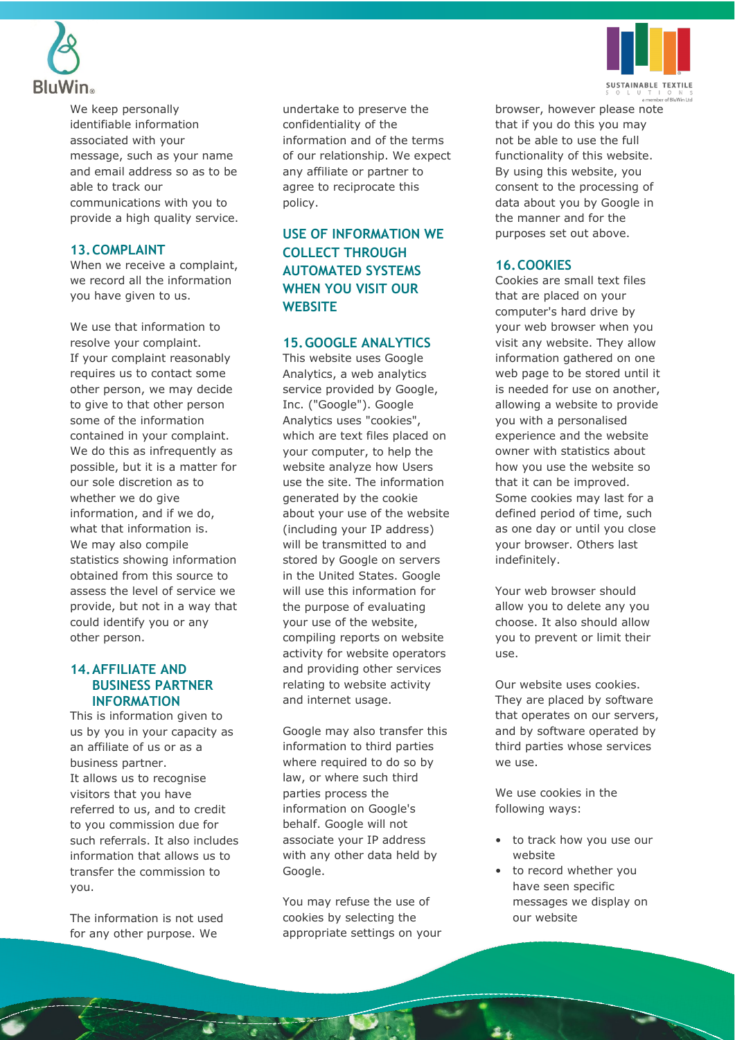We keep personally identifiable information associated with your message, such as your name and email address so as to be able to track our communications with you to provide a high quality service.

## 13. COMPLAINT

When we receive a complaint, we record all the information you have given to us.

We use that information to resolve your complaint. If your complaint reasonably requires us to contact some other person, we may decide to give to that other person some of the information contained in your complaint. We do this as infrequently as possible, but it is a matter for our sole discretion as to whether we do give information, and if we do, what that information is. We may also compile statistics showing information obtained from this source to assess the level of service we provide, but not in a way that could identify you or any other person.

## 14. AFFILIATE AND BUSINESS PARTNER INFORMATION

This is information given to us by you in your capacity as an affiliate of us or as a business partner. It allows us to recognise visitors that you have referred to us, and to credit to you commission due for such referrals. It also includes information that allows us to transfer the commission to you.

The information is not used for any other purpose. We undertake to preserve the confidentiality of the information and of the terms of our relationship. We expect any affiliate or partner to agree to reciprocate this policy.

## USE OF INFORMATION WE COLLECT THROUGH AUTOMATED SYSTEMS WHEN YOU VISIT OUR WEBSITE

## 15. GOOGLE ANALYTICS

This website uses Google Analytics, a web analytics service provided by Google, Inc. ("Google"). Google Analytics uses "cookies", which are text files placed on your computer, to help the website analyze how Users use the site. The information generated by the cookie about your use of the website (including your IP address) will be transmitted to and stored by Google on servers in the United States. Google will use this information for the purpose of evaluating your use of the website, compiling reports on website activity for website operators and providing other services relating to website activity and internet usage.

Google may also transfer this information to third parties where required to do so by law, or where such third parties process the information on Google's behalf. Google will not associate your IP address with any other data held by Google.

You may refuse the use of cookies by selecting the appropriate settings on your browser, however please note that if you do this you may not be able to use the full functionality of this website. By using this website, you consent to the processing of data about you by Google in the manner and for the purposes set out above.

## 16. COOKIES

Cookies are small text files that are placed on your computer's hard drive by your web browser when you visit any website. They allow information gathered on one web page to be stored until it is needed for use on another, allowing a website to provide you with a personalised experience and the website owner with statistics about how you use the website so that it can be improved. Some cookies may last for a defined period of time, such as one day or until you close your browser. Others last indefinitely.

Your web browser should allow you to delete any you choose. It also should allow you to prevent or limit their use.

Our website uses cookies. They are placed by software that operates on our servers, and by software operated by third parties whose services we use.

We use cookies in the following ways:

- to track how you use our website
- to record whether you have seen specific messages we display on our website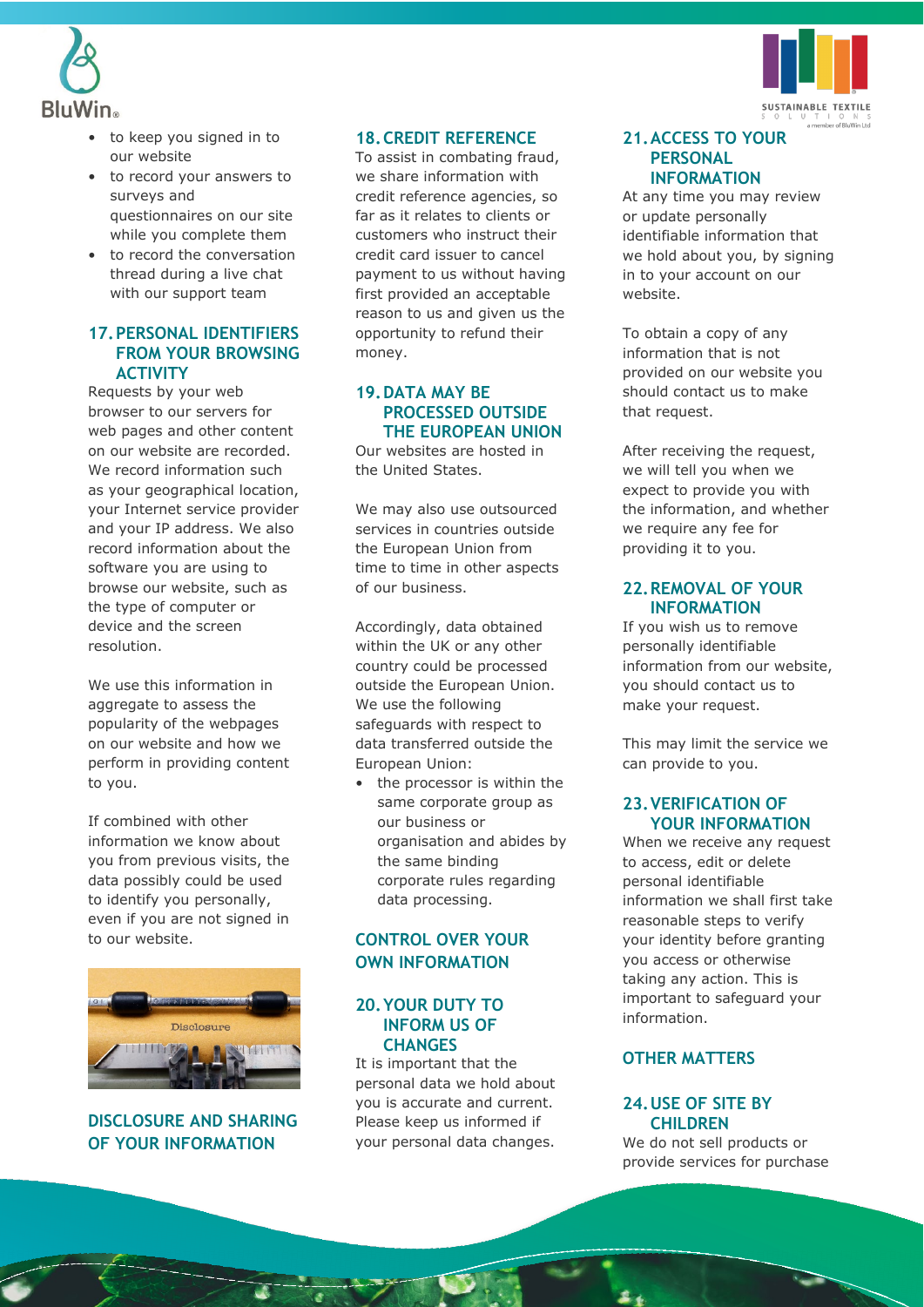- to keep you signed in to our website
- to record your answers to surveys and questionnaires on our site while you complete them
- to record the conversation thread during a live chat with our support team

## 17. PERSONAL IDENTIFIERS FROM YOUR BROWSING ACTIVITY

Requests by your web browser to our servers for web pages and other content on our website are recorded. We record information such as your geographical location, your Internet service provider and your IP address. We also record information about the software you are using to browse our website, such as the type of computer or device and the screen resolution.

We use this information in aggregate to assess the popularity of the webpages on our website and how we perform in providing content to you.

If combined with other information we know about you from previous visits, the data possibly could be used to identify you personally, even if you are not signed in to our website.

# DISCLOSURE AND SHARING OF YOUR INFORMATION

## 18. CREDIT REFERENCE

To assist in combating fraud, we share information with credit reference agencies, so far as it relates to clients or customers who instruct their credit card issuer to cancel payment to us without having first provided an acceptable reason to us and given us the opportunity to refund their money.

## 19. DATA MAY BE PROCESSED OUTSIDE THE EUROPEAN UNION

Our websites are hosted in the United States.

We may also use outsourced services in countries outside the European Union from time to time in other aspects of our business.

Accordingly, data obtained within the UK or any other country could be processed outside the European Union. We use the following safeguards with respect to data transferred outside the European Union:

- the processor is within the same corporate group as our business or organisation and abides by the same binding corporate rules regarding data processing.

# CONTROL OVER YOUR OWN INFORMATION

## 20. YOUR DUTY TO INFORM US OF CHANGES

It is important that the personal data we hold about you is accurate and current. Please keep us informed if your personal data changes.

## 21. ACCESS TO YOUR PERSONAL INFORMATION

At any time you may review or update personally identifiable information that we hold about you, by signing in to your account on our website.

To obtain a copy of any information that is not provided on our website you should contact us to make that request.

After receiving the request, we will tell you when we expect to provide you with the information, and whether we require any fee for providing it to you.

## 22. REMOVAL OF YOUR INFORMATION

If you wish us to remove personally identifiable information from our website, you should contact us to make your request.

This may limit the service we can provide to you.

## 23. VERIFICATION OF YOUR INFORMATION

When we receive any request to access, edit or delete personal identifiable information we shall first take reasonable steps to verify your identity before granting you access or otherwise taking any action. This is important to safeguard your information.

# OTHER MATTERS

## 24. USE OF SITE BY CHILDREN

We do not sell products or provide services for purchase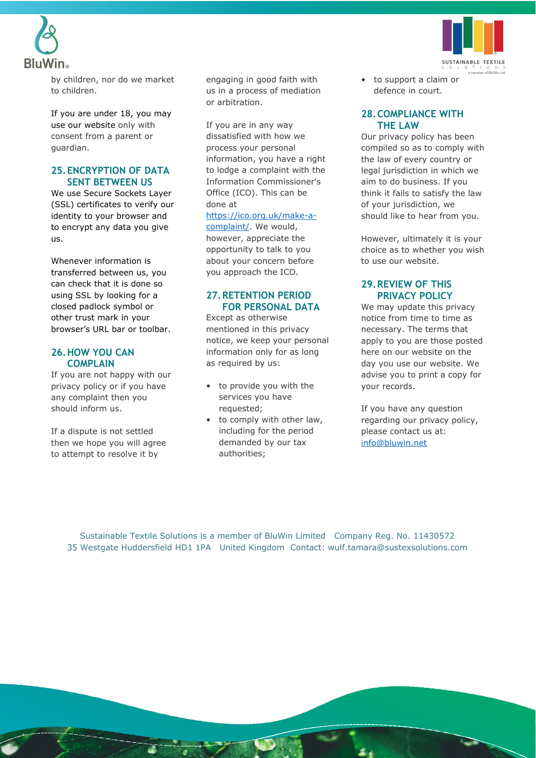by children, nor do we market to children.

If you are under 18, you may use our website only with consent from a parent or guardian.

## 25. ENCRYPTION OF DATA SENT BETWEEN US

We use Secure Sockets Layer (SSL) certificates to verify our identity to your browser and to encrypt any data you give us.

Whenever information is transferred between us, you can check that it is done so using SSL by looking for a closed padlock symbol or other trust mark in your browser's URL bar or toolbar.

## 26. HOW YOU CAN COMPLAIN

If you are not happy with our privacy policy or if you have any complaint then you should inform us.

If a dispute is not settled then we hope you will agree to attempt to resolve it by engaging in good faith with us in a process of mediation or arbitration.

If you are in any way dissatisfied with how we process your personal information, you have a right to lodge a complaint with the Information Commissioner's Office (ICO). This can be done at [https://ico.org.uk/make-a-complaint/](https://ico.org.uk/make-a-complaint/). We would, however, appreciate the opportunity to talk to you about your concern before you approach the ICO.

## 27. RETENTION PERIOD FOR PERSONAL DATA

Except as otherwise mentioned in this privacy notice, we keep your personal information only for as long as required by us:

- to provide you with the services you have requested;
- to comply with other law, including for the period demanded by our tax authorities;
- to support a claim or defence in court.

## 28. COMPLIANCE WITH THE LAW

Our privacy policy has been compiled so as to comply with the law of every country or legal jurisdiction in which we aim to do business. If you think it fails to satisfy the law of your jurisdiction, we should like to hear from you.

However, ultimately it is your choice as to whether you wish to use our website.

## 29. REVIEW OF THIS PRIVACY POLICY

We may update this privacy notice from time to time as necessary. The terms that apply to you are those posted here on our website on the day you use our website. We advise you to print a copy for your records.

If you have any question regarding our privacy policy, please contact us at: [info@bluwin.net](mailto:info@bluwin.net)